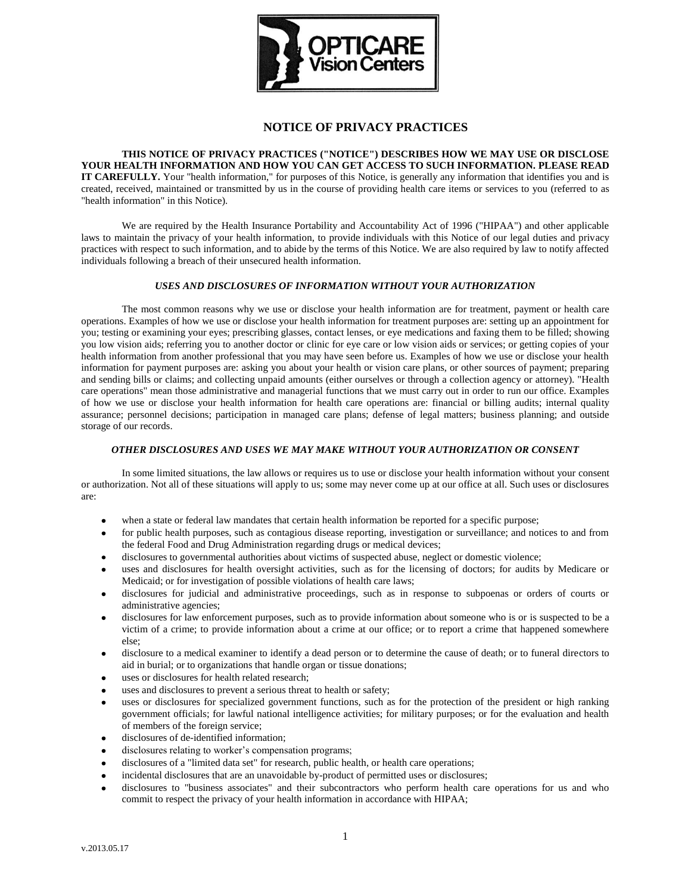OPTICARE Vision Centers

# NOTICE OF PRIVACY PRACTICES

**THIS NOTICE OF PRIVACY PRACTICES ("NOTICE") DESCRIBES HOW WE MAY USE OR DISCLOSE YOUR HEALTH INFORMATION AND HOW YOU CAN GET ACCESS TO SUCH INFORMATION. PLEASE READ IT CAREFULLY.** Your "health information," for purposes of this Notice, is generally any information that identifies you and is created, received, maintained or transmitted by us in the course of providing health care items or services to you (referred to as "health information" in this Notice).

We are required by the Health Insurance Portability and Accountability Act of 1996 ("HIPAA") and other applicable laws to maintain the privacy of your health information, to provide individuals with this Notice of our legal duties and privacy practices with respect to such information, and to abide by the terms of this Notice. We are also required by law to notify affected individuals following a breach of their unsecured health information.

### *USES AND DISCLOSURES OF INFORMATION WITHOUT YOUR AUTHORIZATION*

The most common reasons why we use or disclose your health information are for treatment, payment or health care operations. Examples of how we use or disclose your health information for treatment purposes are: setting up an appointment for you; testing or examining your eyes; prescribing glasses, contact lenses, or eye medications and faxing them to be filled; showing you low vision aids; referring you to another doctor or clinic for eye care or low vision aids or services; or getting copies of your health information from another professional that you may have seen before us. Examples of how we use or disclose your health information for payment purposes are: asking you about your health or vision care plans, or other sources of payment; preparing and sending bills or claims; and collecting unpaid amounts (either ourselves or through a collection agency or attorney). "Health care operations" mean those administrative and managerial functions that we must carry out in order to run our office. Examples of how we use or disclose your health information for health care operations are: financial or billing audits; internal quality assurance; personnel decisions; participation in managed care plans; defense of legal matters; business planning; and outside storage of our records.

### *OTHER DISCLOSURES AND USES WE MAY MAKE WITHOUT YOUR AUTHORIZATION OR CONSENT*

In some limited situations, the law allows or requires us to use or disclose your health information without your consent or authorization. Not all of these situations will apply to us; some may never come up at our office at all. Such uses or disclosures are:

- when a state or federal law mandates that certain health information be reported for a specific purpose;
- for public health purposes, such as contagious disease reporting, investigation or surveillance; and notices to and from the federal Food and Drug Administration regarding drugs or medical devices;
- disclosures to governmental authorities about victims of suspected abuse, neglect or domestic violence;
- uses and disclosures for health oversight activities, such as for the licensing of doctors; for audits by Medicare or Medicaid; or for investigation of possible violations of health care laws;
- disclosures for judicial and administrative proceedings, such as in response to subpoenas or orders of courts or administrative agencies;
- disclosures for law enforcement purposes, such as to provide information about someone who is or is suspected to be a victim of a crime; to provide information about a crime at our office; or to report a crime that happened somewhere else;
- disclosure to a medical examiner to identify a dead person or to determine the cause of death; or to funeral directors to aid in burial; or to organizations that handle organ or tissue donations;
- uses or disclosures for health related research;
- uses and disclosures to prevent a serious threat to health or safety;
- uses or disclosures for specialized government functions, such as for the protection of the president or high ranking government officials; for lawful national intelligence activities; for military purposes; or for the evaluation and health of members of the foreign service;
- disclosures of de-identified information;
- disclosures relating to worker's compensation programs;
- disclosures of a "limited data set" for research, public health, or health care operations;
- incidental disclosures that are an unavoidable by-product of permitted uses or disclosures;
- disclosures to "business associates" and their subcontractors who perform health care operations for us and who commit to respect the privacy of your health information in accordance with HIPAA;

v.2013.05.17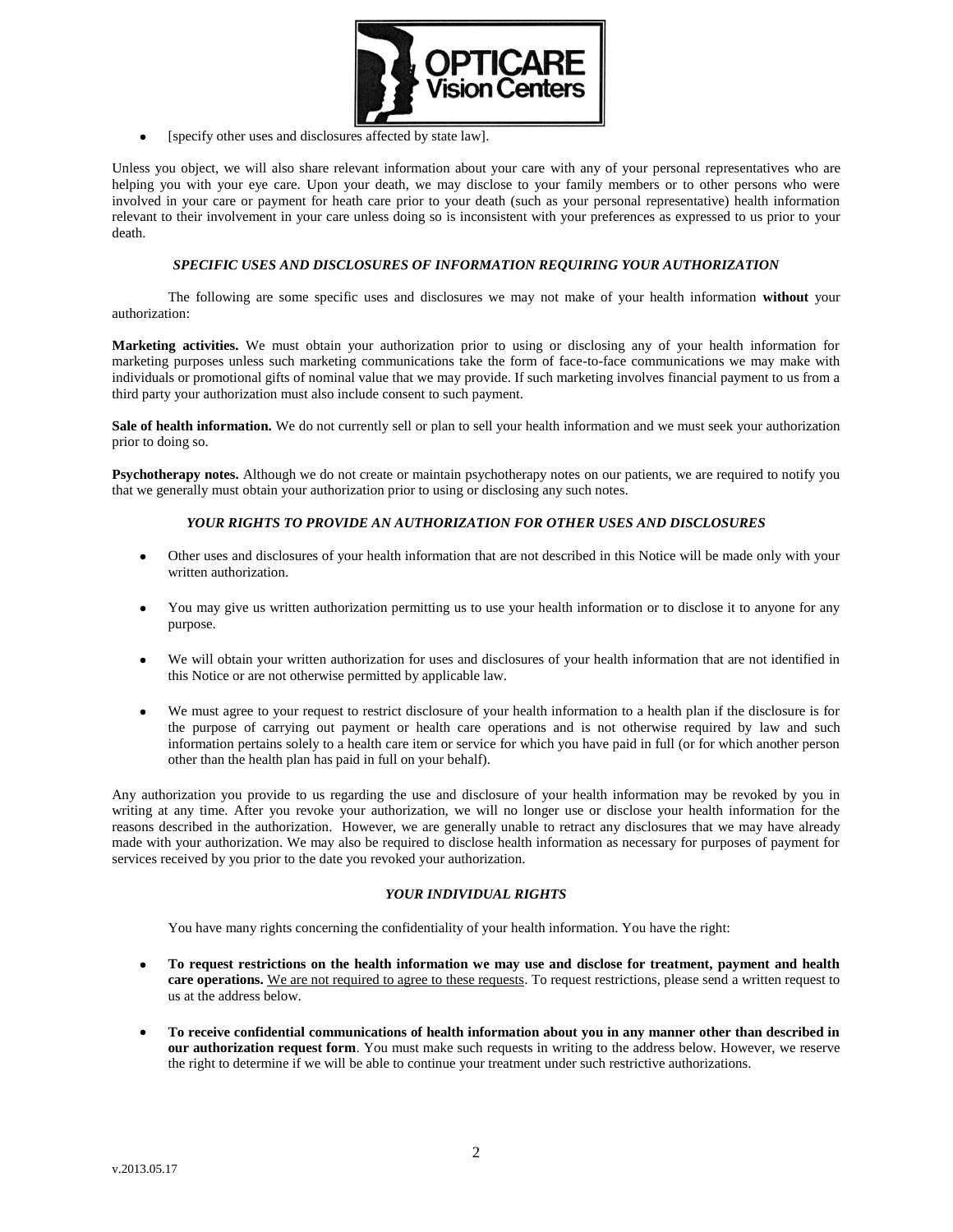- [specify other uses and disclosures affected by state law].

Unless you object, we will also share relevant information about your care with any of your personal representatives who are helping you with your eye care. Upon your death, we may disclose to your family members or to other persons who were involved in your care or payment for heath care prior to your death (such as your personal representative) health information relevant to their involvement in your care unless doing so is inconsistent with your preferences as expressed to us prior to your death.

### *SPECIFIC USES AND DISCLOSURES OF INFORMATION REQUIRING YOUR AUTHORIZATION*

The following are some specific uses and disclosures we may not make of your health information **without** your authorization:

**Marketing activities.** We must obtain your authorization prior to using or disclosing any of your health information for marketing purposes unless such marketing communications take the form of face-to-face communications we may make with individuals or promotional gifts of nominal value that we may provide. If such marketing involves financial payment to us from a third party your authorization must also include consent to such payment.

**Sale of health information.** We do not currently sell or plan to sell your health information and we must seek your authorization prior to doing so.

**Psychotherapy notes.** Although we do not create or maintain psychotherapy notes on our patients, we are required to notify you that we generally must obtain your authorization prior to using or disclosing any such notes.

### *YOUR RIGHTS TO PROVIDE AN AUTHORIZATION FOR OTHER USES AND DISCLOSURES*

- Other uses and disclosures of your health information that are not described in this Notice will be made only with your written authorization.
- You may give us written authorization permitting us to use your health information or to disclose it to anyone for any purpose.
- We will obtain your written authorization for uses and disclosures of your health information that are not identified in this Notice or are not otherwise permitted by applicable law.
- We must agree to your request to restrict disclosure of your health information to a health plan if the disclosure is for the purpose of carrying out payment or health care operations and is not otherwise required by law and such information pertains solely to a health care item or service for which you have paid in full (or for which another person other than the health plan has paid in full on your behalf).

Any authorization you provide to us regarding the use and disclosure of your health information may be revoked by you in writing at any time. After you revoke your authorization, we will no longer use or disclose your health information for the reasons described in the authorization. However, we are generally unable to retract any disclosures that we may have already made with your authorization. We may also be required to disclose health information as necessary for purposes of payment for services received by you prior to the date you revoked your authorization.

### *YOUR INDIVIDUAL RIGHTS*

You have many rights concerning the confidentiality of your health information. You have the right:

- **To request restrictions on the health information we may use and disclose for treatment, payment and health care operations.** <u>We are not required to agree to these requests</u>. To request restrictions, please send a written request to us at the address below.
- **To receive confidential communications of health information about you in any manner other than described in our authorization request form**. You must make such requests in writing to the address below. However, we reserve the right to determine if we will be able to continue your treatment under such restrictive authorizations.

v.2013.05.17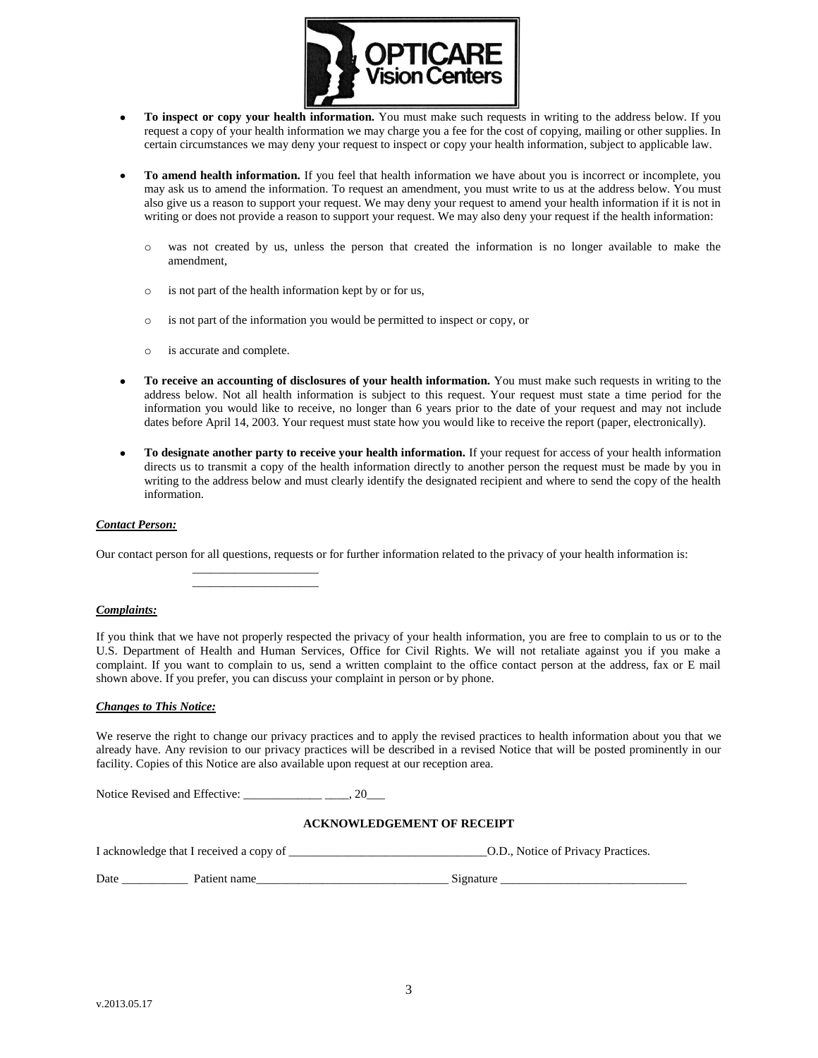- **To inspect or copy your health information.** You must make such requests in writing to the address below. If you request a copy of your health information we may charge you a fee for the cost of copying, mailing or other supplies. In certain circumstances we may deny your request to inspect or copy your health information, subject to applicable law.

- **To amend health information.** If you feel that health information we have about you is incorrect or incomplete, you may ask us to amend the information. To request an amendment, you must write to us at the address below. You must also give us a reason to support your request. We may deny your request to amend your health information if it is not in writing or does not provide a reason to support your request. We may also deny your request if the health information:

    - was not created by us, unless the person that created the information is no longer available to make the amendment,
    - is not part of the health information kept by or for us,
    - is not part of the information you would be permitted to inspect or copy, or
    - is accurate and complete.

- **To receive an accounting of disclosures of your health information.** You must make such requests in writing to the address below. Not all health information is subject to this request. Your request must state a time period for the information you would like to receive, no longer than 6 years prior to the date of your request and may not include dates before April 14, 2003. Your request must state how you would like to receive the report (paper, electronically).

- **To designate another party to receive your health information.** If your request for access of your health information directs us to transmit a copy of the health information directly to another person the request must be made by you in writing to the address below and must clearly identify the designated recipient and where to send the copy of the health information.

***Contact Person:***

Our contact person for all questions, requests or for further information related to the privacy of your health information is:

_____________________
_____________________

***Complaints:***

If you think that we have not properly respected the privacy of your health information, you are free to complain to us or to the U.S. Department of Health and Human Services, Office for Civil Rights. We will not retaliate against you if you make a complaint. If you want to complain to us, send a written complaint to the office contact person at the address, fax or E mail shown above. If you prefer, you can discuss your complaint in person or by phone.

***Changes to This Notice:***

We reserve the right to change our privacy practices and to apply the revised practices to health information about you that we already have. Any revision to our privacy practices will be described in a revised Notice that will be posted prominently in our facility. Copies of this Notice are also available upon request at our reception area.

Notice Revised and Effective: _____________ ____, 20___

**ACKNOWLEDGEMENT OF RECEIPT**

I acknowledge that I received a copy of _________________________________O.D., Notice of Privacy Practices.

Date ___________ Patient name________________________________ Signature _______________________________

v.2013.05.17